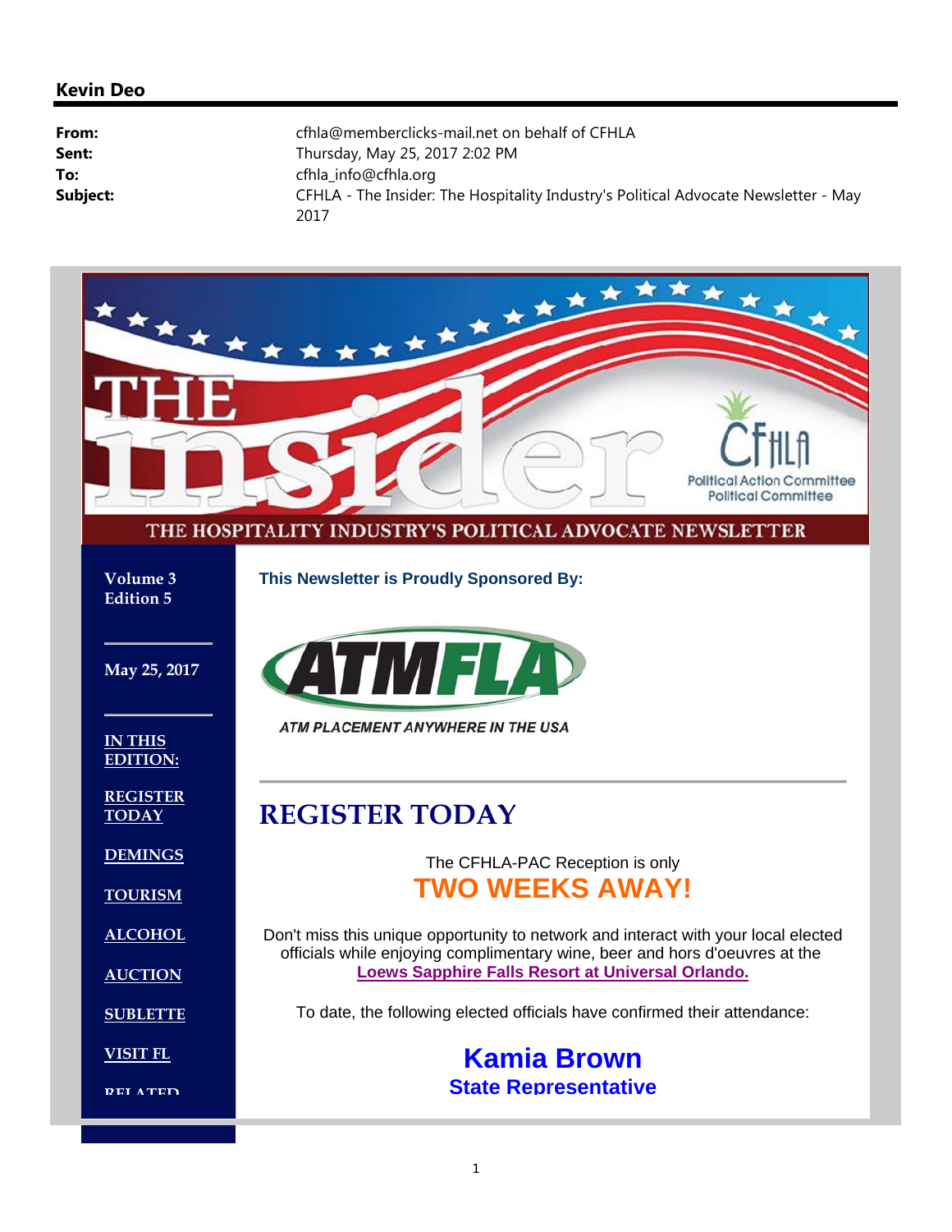**Kevin Deo**

| | |
|---|---|
| **From:** | cfhla@memberclicks-mail.net on behalf of CFHLA |
| **Sent:** | Thursday, May 25, 2017 2:02 PM |
| **To:** | cfhla_info@cfhla.org |
| **Subject:** | CFHLA - The Insider: The Hospitality Industry's Political Advocate Newsletter - May 2017 |

# THE insider

CFHLA Political Action Committee Political Committee

THE HOSPITALITY INDUSTRY'S POLITICAL ADVOCATE NEWSLETTER

**Volume 3 Edition 5**

**May 25, 2017**

**IN THIS EDITION:**

- REGISTER TODAY
- DEMINGS
- TOURISM
- ALCOHOL
- AUCTION
- SUBLETTE
- VISIT FL
- RELATED

**This Newsletter is Proudly Sponsored By:**

ATMFLA

*ATM PLACEMENT ANYWHERE IN THE USA*

---

## REGISTER TODAY

The CFHLA-PAC Reception is only

**TWO WEEKS AWAY!**

Don't miss this unique opportunity to network and interact with your local elected officials while enjoying complimentary wine, beer and hors d'oeuvres at the **Loews Sapphire Falls Resort at Universal Orlando.**

To date, the following elected officials have confirmed their attendance:

**Kamia Brown**
**State Representative**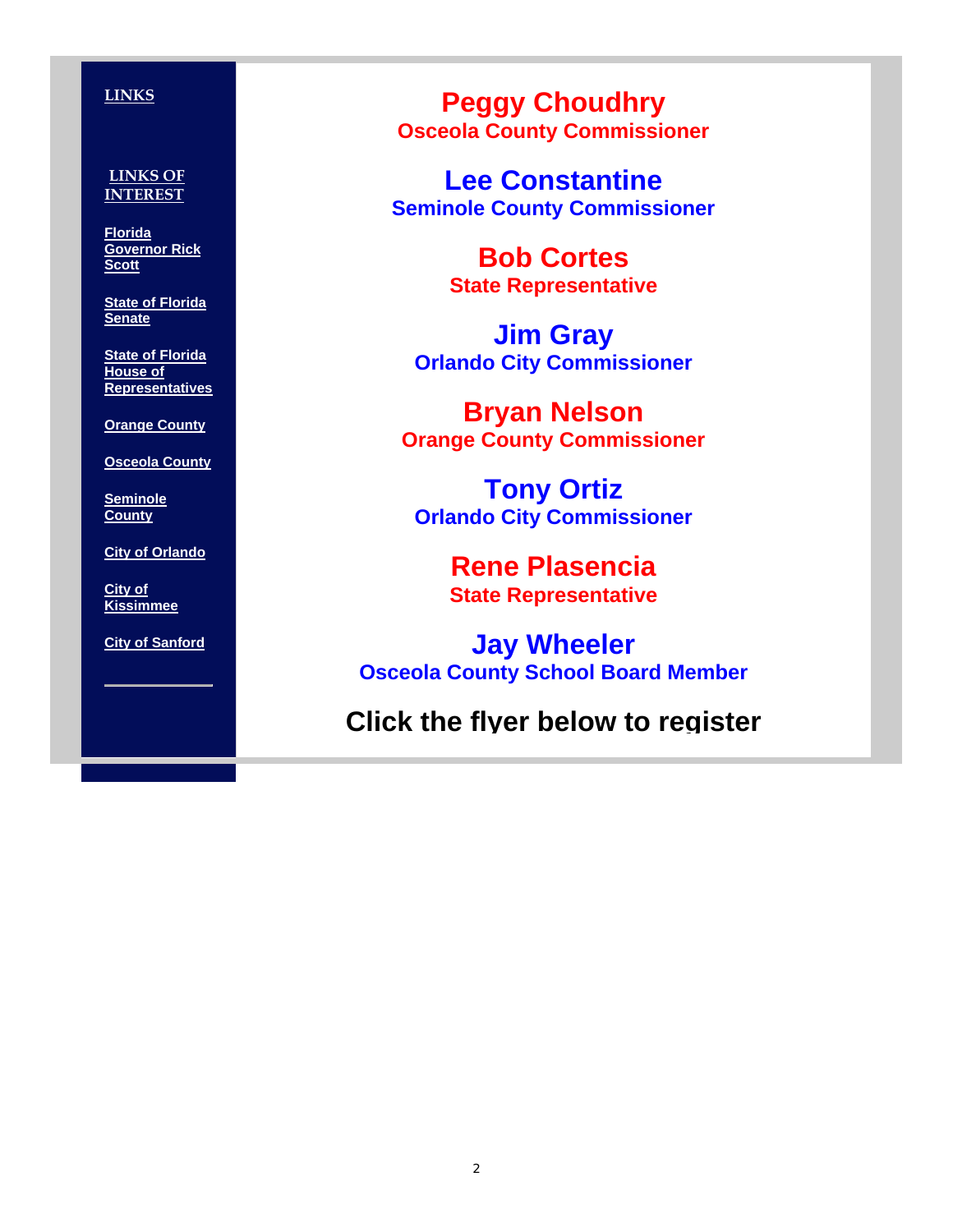**LINKS**

**LINKS OF INTEREST**

- Florida Governor Rick Scott
- State of Florida Senate
- State of Florida House of Representatives
- Orange County
- Osceola County
- Seminole County
- City of Orlando
- City of Kissimmee
- City of Sanford

## Peggy Choudhry
**Osceola County Commissioner**

## Lee Constantine
**Seminole County Commissioner**

## Bob Cortes
**State Representative**

## Jim Gray
**Orlando City Commissioner**

## Bryan Nelson
**Orange County Commissioner**

## Tony Ortiz
**Orlando City Commissioner**

## Rene Plasencia
**State Representative**

## Jay Wheeler
**Osceola County School Board Member**

## Click the flyer below to register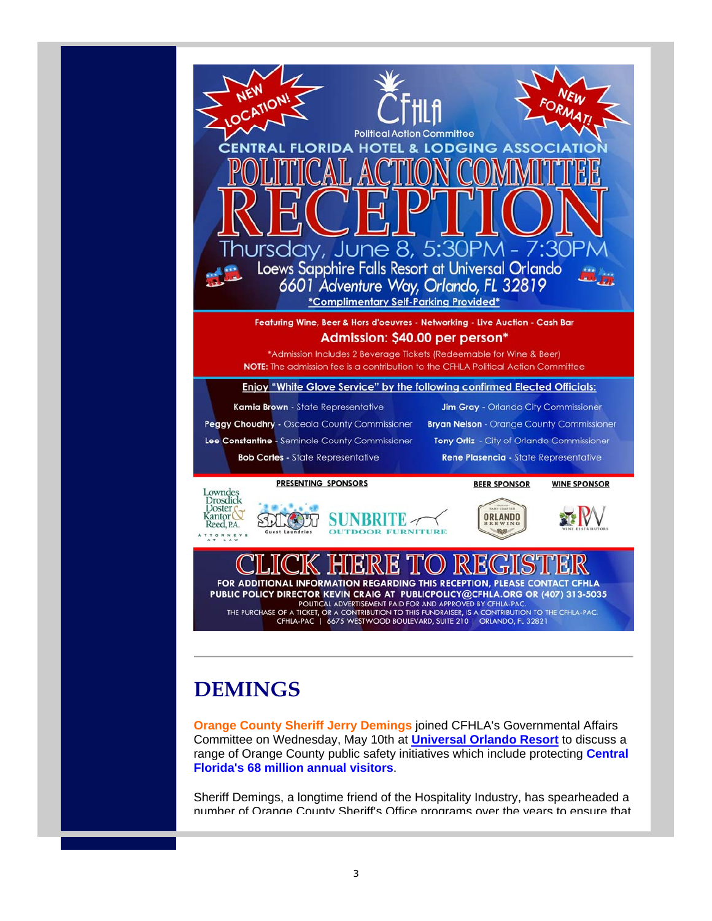NEW LOCATION!

NEW FORMAT!

CFHLA Political Action Committee

CENTRAL FLORIDA HOTEL & LODGING ASSOCIATION

# POLITICAL ACTION COMMITTEE RECEPTION

Thursday, June 8, 5:30PM - 7:30PM

Loews Sapphire Falls Resort at Universal Orlando

6601 Adventure Way, Orlando, FL 32819

*Complimentary Self-Parking Provided*

Featuring Wine, Beer & Hors d'oeuvres - Networking - Live Auction - Cash Bar

**Admission: $40.00 per person***

*Admission Includes 2 Beverage Tickets (Redeemable for Wine & Beer)

**NOTE:** The admission fee is a contribution to the CFHLA Political Action Committee

Enjoy "White Glove Service" by the following confirmed Elected Officials:

**Kamia Brown** - State Representative

**Peggy Choudhry** - Osceola County Commissioner

**Lee Constantine** - Seminole County Commissioner

**Bob Cortes** - State Representative

**Jim Gray** - Orlando City Commissioner

**Bryan Nelson** - Orange County Commissioner

**Tony Ortiz** - City of Orlando Commissioner

**Rene Plasencia** - State Representative

PRESENTING SPONSORS: Lowndes Drosdick Doster Kantor & Reed, P.A. Attorneys at Law; Spinout Guest Laundries; SUNBRITE Outdoor Furniture

BEER SPONSOR: Orlando Brewing

WINE SPONSOR: PV Wine Distributors

CLICK HERE TO REGISTER

FOR ADDITIONAL INFORMATION REGARDING THIS RECEPTION, PLEASE CONTACT CFHLA PUBLIC POLICY DIRECTOR KEVIN CRAIG AT PUBLICPOLICY@CFHLA.ORG OR (407) 313-5035

POLITICAL ADVERTISEMENT PAID FOR AND APPROVED BY CFHLA-PAC.

THE PURCHASE OF A TICKET, OR A CONTRIBUTION TO THIS FUNDRAISER, IS A CONTRIBUTION TO THE CFHLA-PAC.

CFHLA-PAC | 6675 WESTWOOD BOULEVARD, SUITE 210 | ORLANDO, FL 32821

---

## DEMINGS

**Orange County Sheriff Jerry Demings** joined CFHLA's Governmental Affairs Committee on Wednesday, May 10th at **Universal Orlando Resort** to discuss a range of Orange County public safety initiatives which include protecting **Central Florida's 68 million annual visitors**.

Sheriff Demings, a longtime friend of the Hospitality Industry, has spearheaded a number of Orange County Sheriff's Office programs over the years to ensure that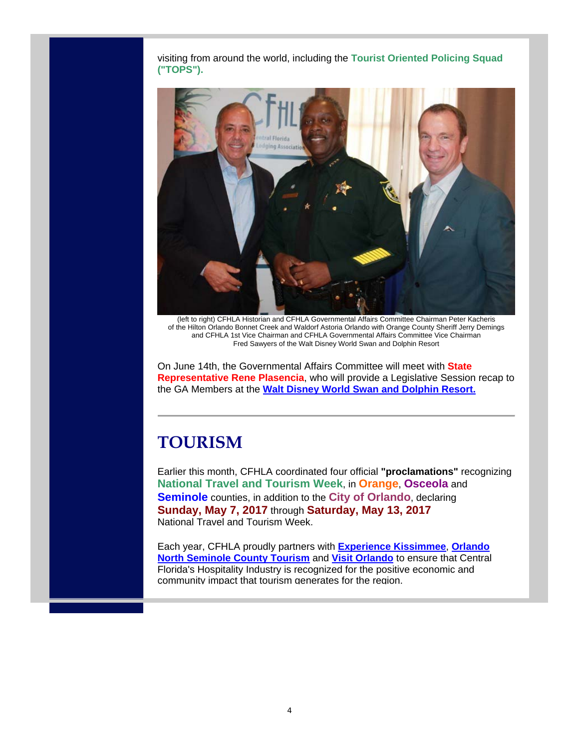visiting from around the world, including the **Tourist Oriented Policing Squad ("TOPS").**

(left to right) CFHLA Historian and CFHLA Governmental Affairs Committee Chairman Peter Kacheris of the Hilton Orlando Bonnet Creek and Waldorf Astoria Orlando with Orange County Sheriff Jerry Demings and CFHLA 1st Vice Chairman and CFHLA Governmental Affairs Committee Vice Chairman Fred Sawyers of the Walt Disney World Swan and Dolphin Resort

On June 14th, the Governmental Affairs Committee will meet with **State Representative Rene Plasencia**, who will provide a Legislative Session recap to the GA Members at the **Walt Disney World Swan and Dolphin Resort.**

---

# TOURISM

Earlier this month, CFHLA coordinated four official **"proclamations"** recognizing **National Travel and Tourism Week**, in **Orange**, **Osceola** and **Seminole** counties, in addition to the **City of Orlando**, declaring **Sunday, May 7, 2017** through **Saturday, May 13, 2017** National Travel and Tourism Week.

Each year, CFHLA proudly partners with **Experience Kissimmee**, **Orlando North Seminole County Tourism** and **Visit Orlando** to ensure that Central Florida's Hospitality Industry is recognized for the positive economic and community impact that tourism generates for the region.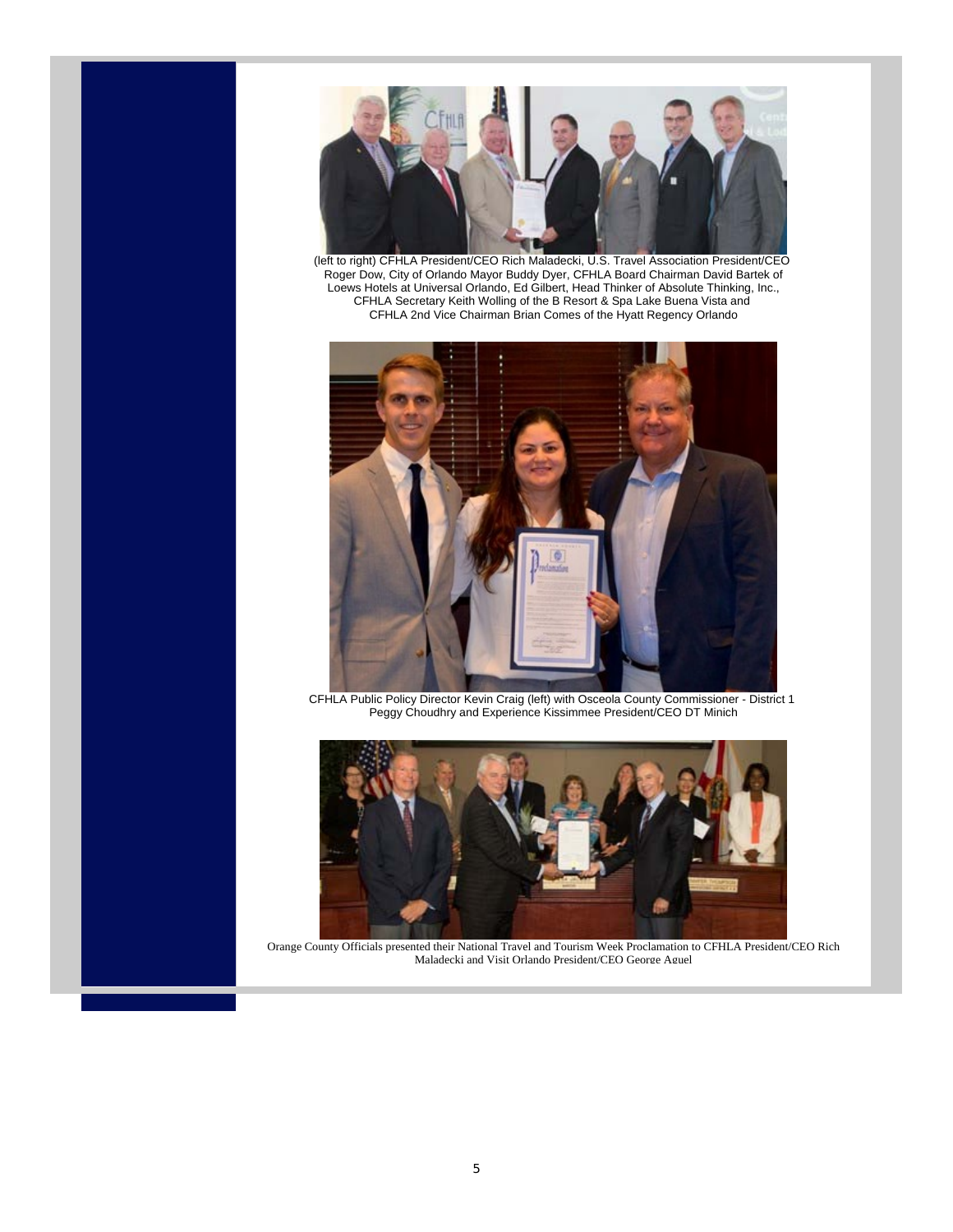(left to right) CFHLA President/CEO Rich Maladecki, U.S. Travel Association President/CEO Roger Dow, City of Orlando Mayor Buddy Dyer, CFHLA Board Chairman David Bartek of Loews Hotels at Universal Orlando, Ed Gilbert, Head Thinker of Absolute Thinking, Inc., CFHLA Secretary Keith Wolling of the B Resort & Spa Lake Buena Vista and CFHLA 2nd Vice Chairman Brian Comes of the Hyatt Regency Orlando

CFHLA Public Policy Director Kevin Craig (left) with Osceola County Commissioner - District 1 Peggy Choudhry and Experience Kissimmee President/CEO DT Minich

Orange County Officials presented their National Travel and Tourism Week Proclamation to CFHLA President/CEO Rich Maladecki and Visit Orlando President/CEO George Aguel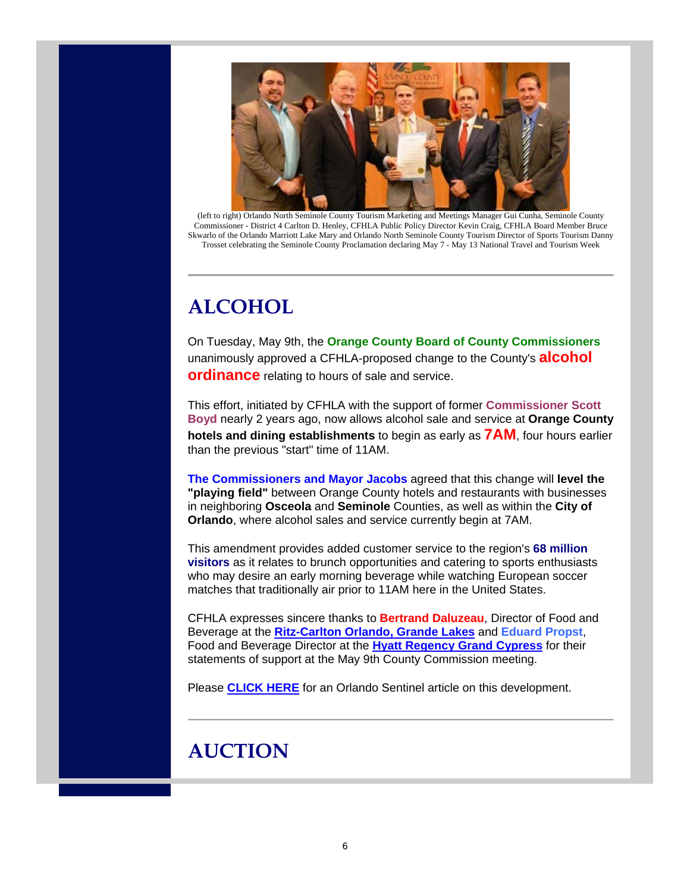(left to right) Orlando North Seminole County Tourism Marketing and Meetings Manager Gui Cunha, Seminole County Commissioner - District 4 Carlton D. Henley, CFHLA Public Policy Director Kevin Craig, CFHLA Board Member Bruce Skwarlo of the Orlando Marriott Lake Mary and Orlando North Seminole County Tourism Director of Sports Tourism Danny Trosset celebrating the Seminole County Proclamation declaring May 7 - May 13 National Travel and Tourism Week

---

# ALCOHOL

On Tuesday, May 9th, the **Orange County Board of County Commissioners** unanimously approved a CFHLA-proposed change to the County's **alcohol ordinance** relating to hours of sale and service.

This effort, initiated by CFHLA with the support of former **Commissioner Scott Boyd** nearly 2 years ago, now allows alcohol sale and service at **Orange County hotels and dining establishments** to begin as early as **7AM**, four hours earlier than the previous "start" time of 11AM.

**The Commissioners and Mayor Jacobs** agreed that this change will **level the "playing field"** between Orange County hotels and restaurants with businesses in neighboring **Osceola** and **Seminole** Counties, as well as within the **City of Orlando**, where alcohol sales and service currently begin at 7AM.

This amendment provides added customer service to the region's **68 million visitors** as it relates to brunch opportunities and catering to sports enthusiasts who may desire an early morning beverage while watching European soccer matches that traditionally air prior to 11AM here in the United States.

CFHLA expresses sincere thanks to **Bertrand Daluzeau**, Director of Food and Beverage at the **Ritz-Carlton Orlando, Grande Lakes** and **Eduard Propst**, Food and Beverage Director at the **Hyatt Regency Grand Cypress** for their statements of support at the May 9th County Commission meeting.

Please **CLICK HERE** for an Orlando Sentinel article on this development.

---

# AUCTION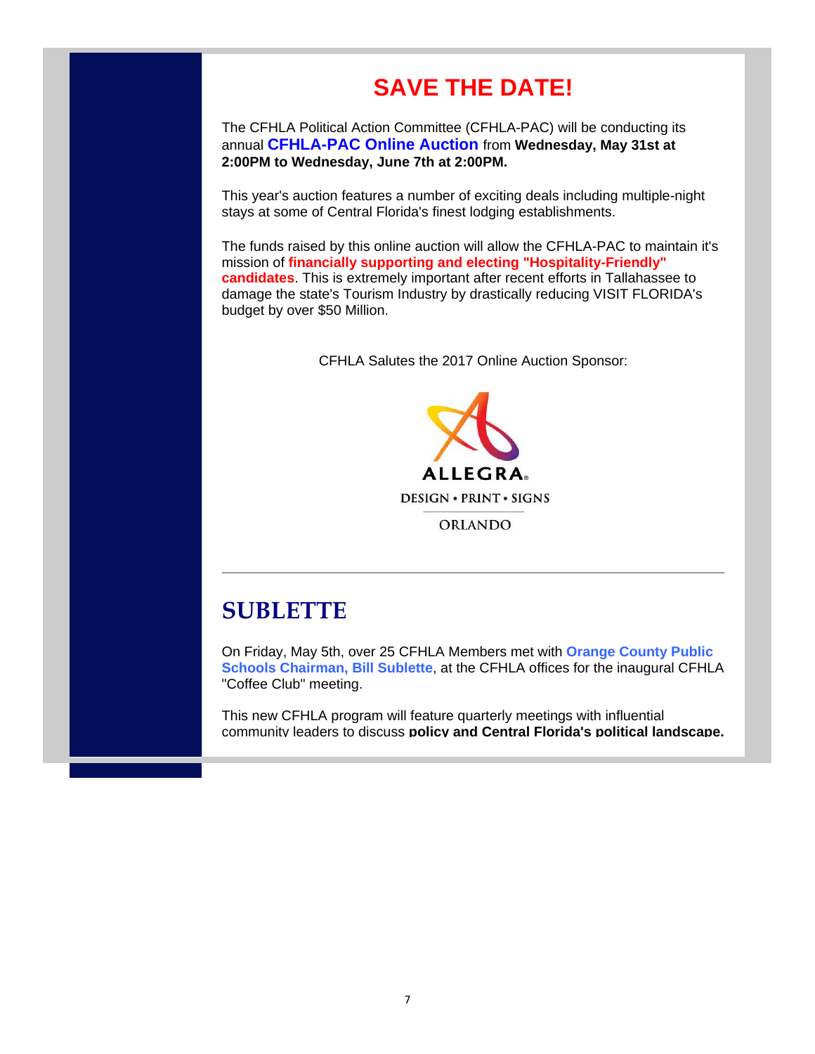# SAVE THE DATE!

The CFHLA Political Action Committee (CFHLA-PAC) will be conducting its annual **CFHLA-PAC Online Auction** from **Wednesday, May 31st at 2:00PM to Wednesday, June 7th at 2:00PM.**

This year's auction features a number of exciting deals including multiple-night stays at some of Central Florida's finest lodging establishments.

The funds raised by this online auction will allow the CFHLA-PAC to maintain it's mission of **financially supporting and electing "Hospitality-Friendly" candidates**. This is extremely important after recent efforts in Tallahassee to damage the state's Tourism Industry by drastically reducing VISIT FLORIDA's budget by over $50 Million.

CFHLA Salutes the 2017 Online Auction Sponsor:

ALLEGRA®
DESIGN • PRINT • SIGNS
ORLANDO

---

## SUBLETTE

On Friday, May 5th, over 25 CFHLA Members met with **Orange County Public Schools Chairman, Bill Sublette**, at the CFHLA offices for the inaugural CFHLA "Coffee Club" meeting.

This new CFHLA program will feature quarterly meetings with influential community leaders to discuss **policy and Central Florida's political landscape.**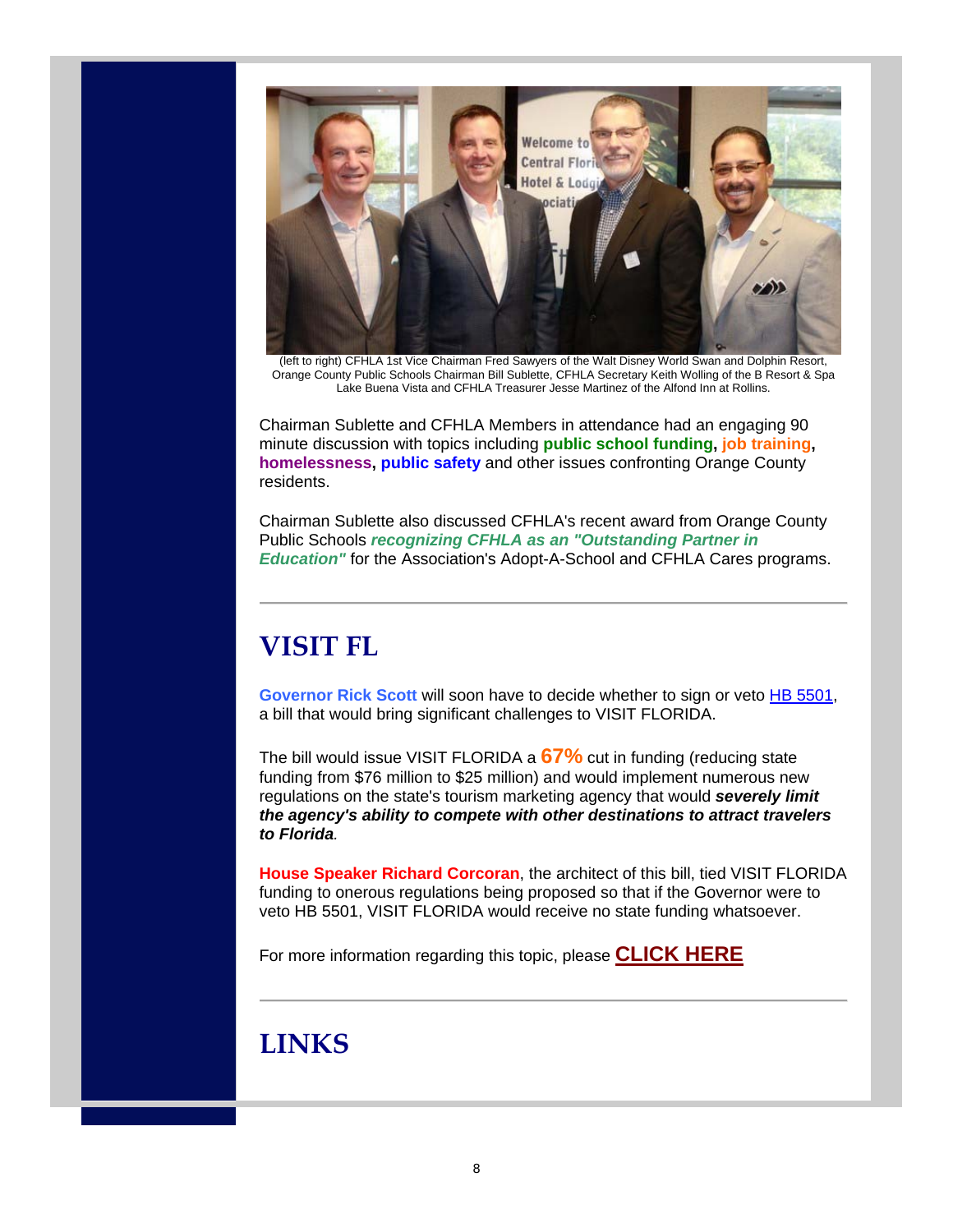(left to right) CFHLA 1st Vice Chairman Fred Sawyers of the Walt Disney World Swan and Dolphin Resort, Orange County Public Schools Chairman Bill Sublette, CFHLA Secretary Keith Wolling of the B Resort & Spa Lake Buena Vista and CFHLA Treasurer Jesse Martinez of the Alfond Inn at Rollins.

Chairman Sublette and CFHLA Members in attendance had an engaging 90 minute discussion with topics including **public school funding**, **job training**, **homelessness**, **public safety** and other issues confronting Orange County residents.

Chairman Sublette also discussed CFHLA's recent award from Orange County Public Schools ***recognizing CFHLA as an "Outstanding Partner in Education"*** for the Association's Adopt-A-School and CFHLA Cares programs.

---

# VISIT FL

**Governor Rick Scott** will soon have to decide whether to sign or veto HB 5501, a bill that would bring significant challenges to VISIT FLORIDA.

The bill would issue VISIT FLORIDA a **67%** cut in funding (reducing state funding from $76 million to $25 million) and would implement numerous new regulations on the state's tourism marketing agency that would ***severely limit the agency's ability to compete with other destinations to attract travelers to Florida***.

**House Speaker Richard Corcoran**, the architect of this bill, tied VISIT FLORIDA funding to onerous regulations being proposed so that if the Governor were to veto HB 5501, VISIT FLORIDA would receive no state funding whatsoever.

For more information regarding this topic, please **CLICK HERE**

---

# LINKS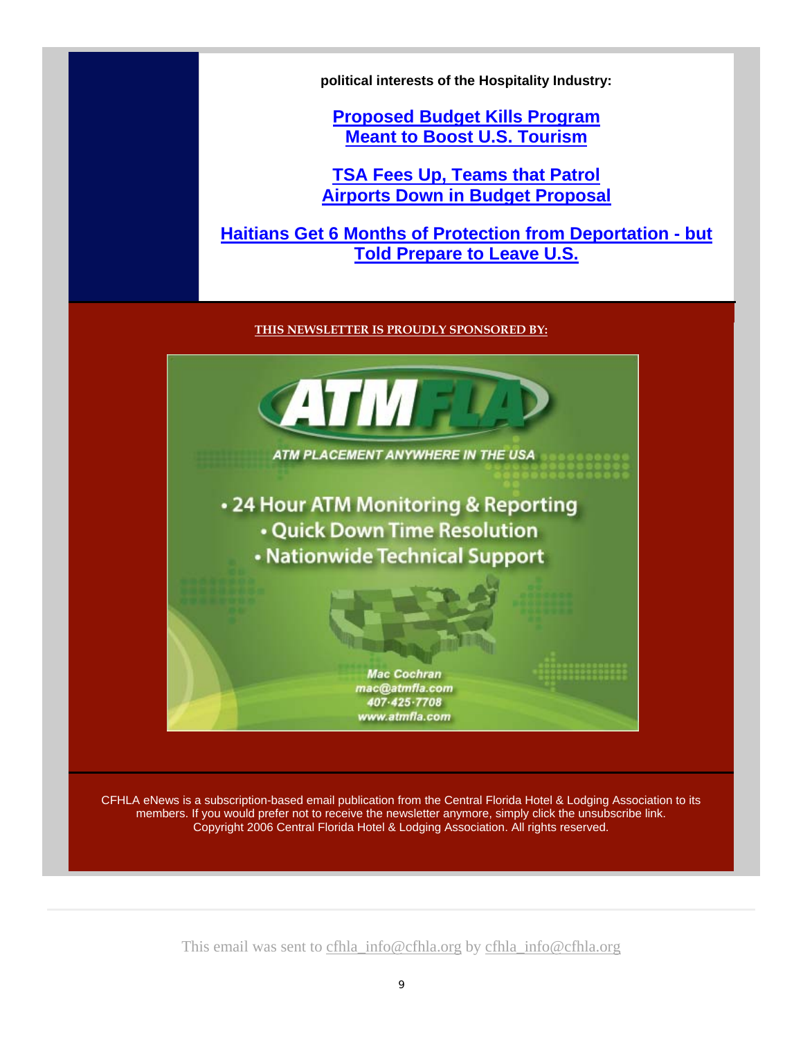**political interests of the Hospitality Industry:**

**Proposed Budget Kills Program Meant to Boost U.S. Tourism**

**TSA Fees Up, Teams that Patrol Airports Down in Budget Proposal**

**Haitians Get 6 Months of Protection from Deportation - but Told Prepare to Leave U.S.**

**THIS NEWSLETTER IS PROUDLY SPONSORED BY:**

ATMFLA

ATM PLACEMENT ANYWHERE IN THE USA

- 24 Hour ATM Monitoring & Reporting
- Quick Down Time Resolution
- Nationwide Technical Support

Mac Cochran
mac@atmfla.com
407-425-7708
www.atmfla.com

CFHLA eNews is a subscription-based email publication from the Central Florida Hotel & Lodging Association to its members. If you would prefer not to receive the newsletter anymore, simply click the unsubscribe link. Copyright 2006 Central Florida Hotel & Lodging Association. All rights reserved.

This email was sent to cfhla_info@cfhla.org by cfhla_info@cfhla.org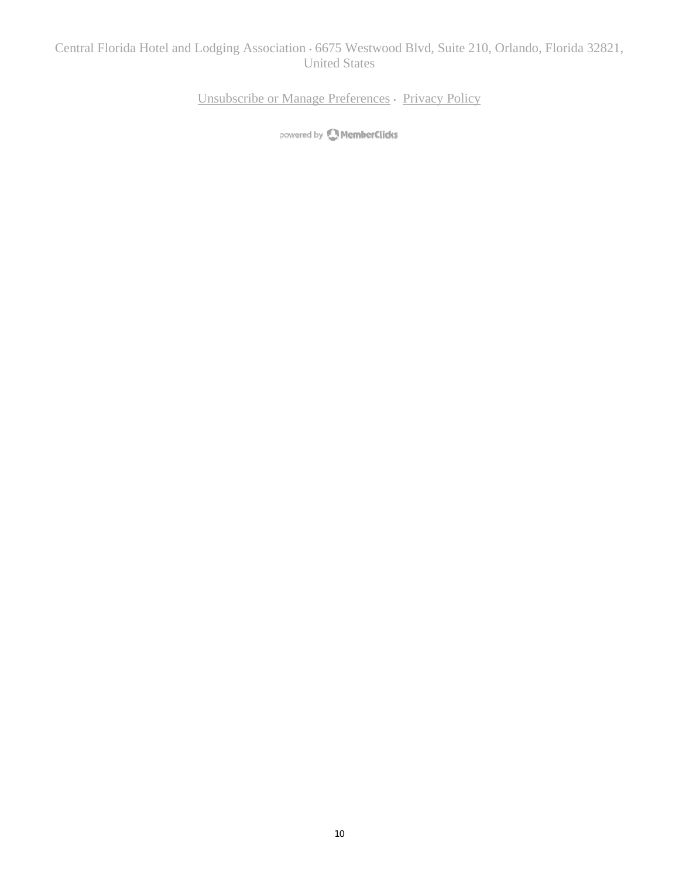Central Florida Hotel and Lodging Association · 6675 Westwood Blvd, Suite 210, Orlando, Florida 32821, United States

Unsubscribe or Manage Preferences · Privacy Policy

powered by MemberClicks